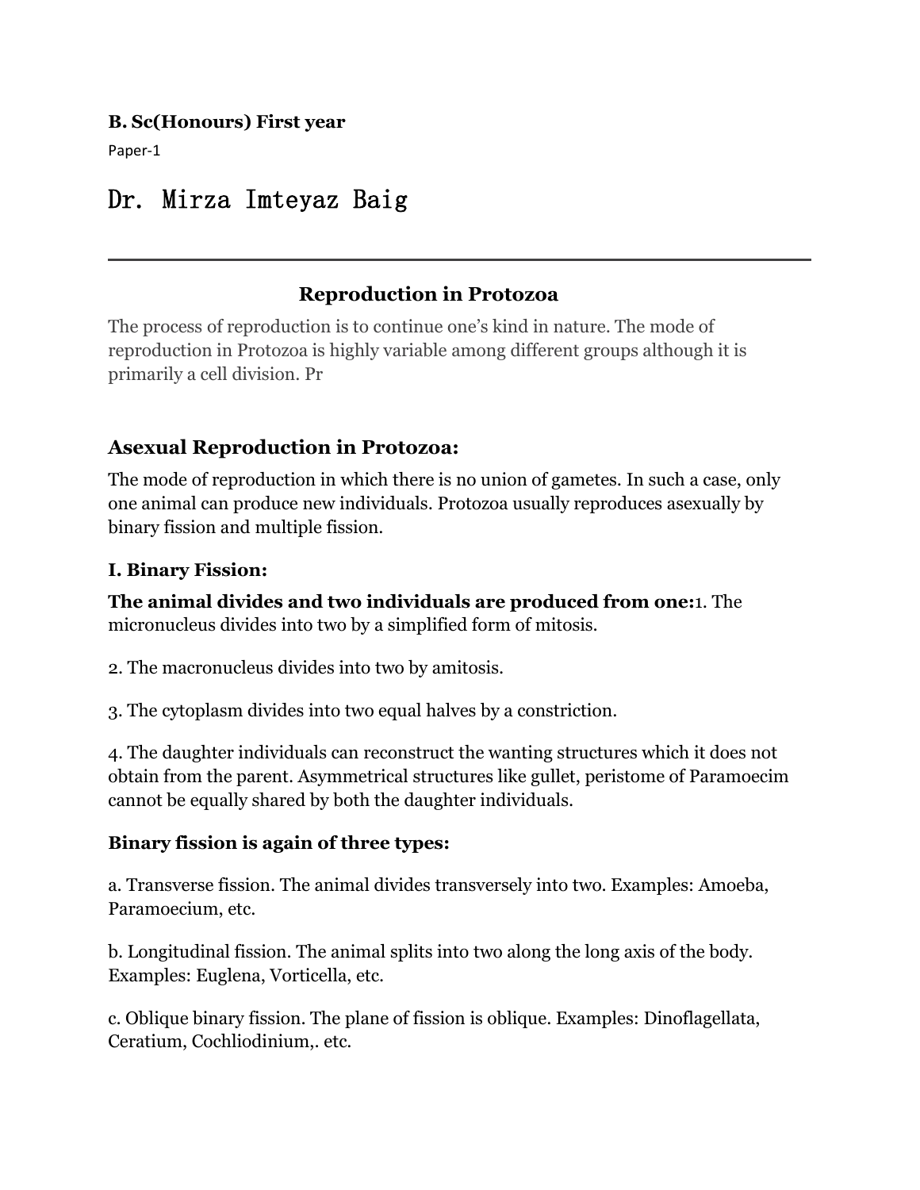**B. Sc(Honours) First year**

Paper-1

# Dr. Mirza Imteyaz Baig

---

## Reproduction in Protozoa

The process of reproduction is to continue one's kind in nature. The mode of reproduction in Protozoa is highly variable among different groups although it is primarily a cell division. Pr

### Asexual Reproduction in Protozoa:

The mode of reproduction in which there is no union of gametes. In such a case, only one animal can produce new individuals. Protozoa usually reproduces asexually by binary fission and multiple fission.

#### I. Binary Fission:

**The animal divides and two individuals are produced from one:**1. The micronucleus divides into two by a simplified form of mitosis.

2. The macronucleus divides into two by amitosis.

3. The cytoplasm divides into two equal halves by a constriction.

4. The daughter individuals can reconstruct the wanting structures which it does not obtain from the parent. Asymmetrical structures like gullet, peristome of Paramoecim cannot be equally shared by both the daughter individuals.

**Binary fission is again of three types:**

a. Transverse fission. The animal divides transversely into two. Examples: Amoeba, Paramoecium, etc.

b. Longitudinal fission. The animal splits into two along the long axis of the body. Examples: Euglena, Vorticella, etc.

c. Oblique binary fission. The plane of fission is oblique. Examples: Dinoflagellata, Ceratium, Cochliodinium,. etc.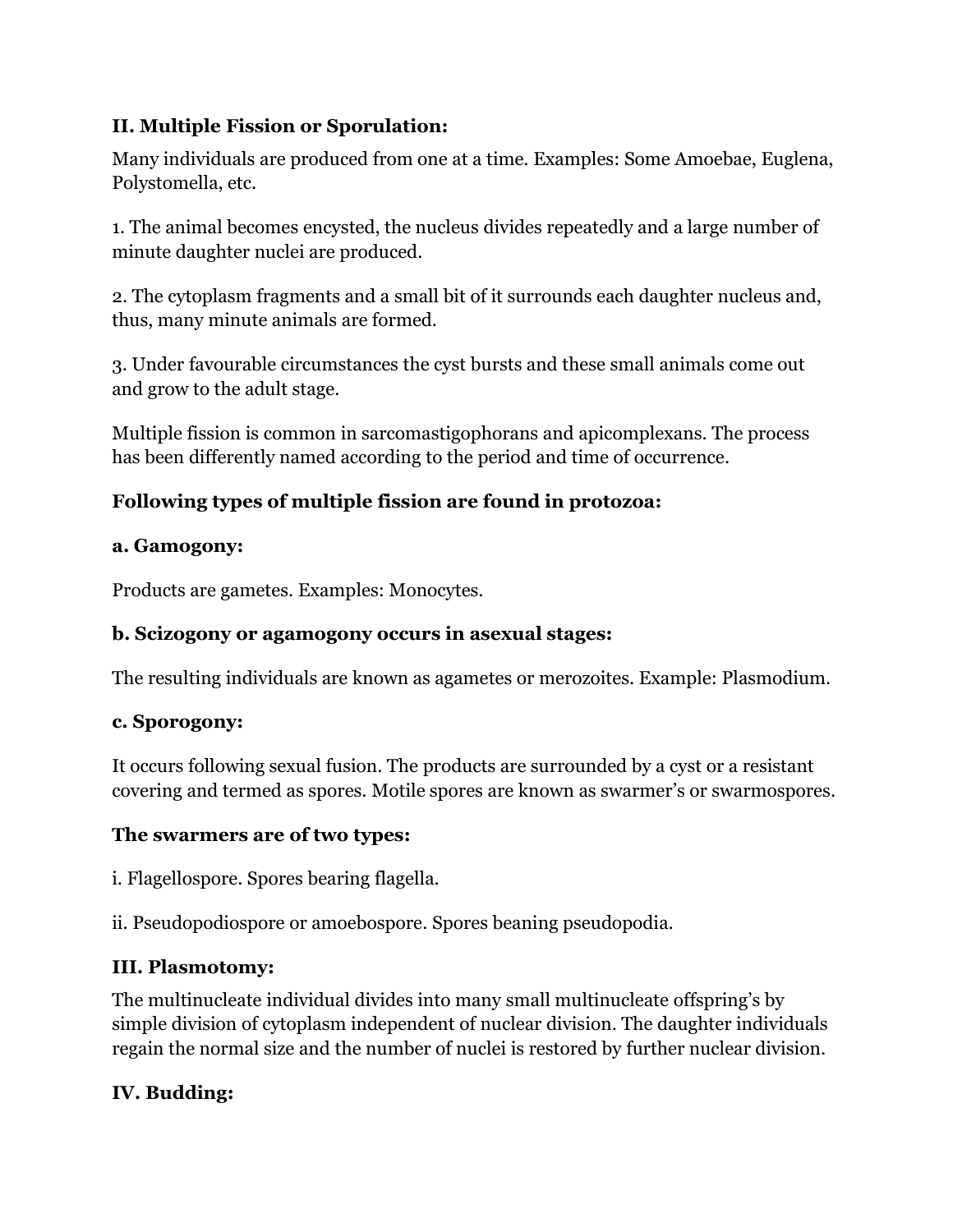### II. Multiple Fission or Sporulation:

Many individuals are produced from one at a time. Examples: Some Amoebae, Euglena, Polystomella, etc.

1. The animal becomes encysted, the nucleus divides repeatedly and a large number of minute daughter nuclei are produced.

2. The cytoplasm fragments and a small bit of it surrounds each daughter nucleus and, thus, many minute animals are formed.

3. Under favourable circumstances the cyst bursts and these small animals come out and grow to the adult stage.

Multiple fission is common in sarcomastigophorans and apicomplexans. The process has been differently named according to the period and time of occurrence.

#### Following types of multiple fission are found in protozoa:

#### a. Gamogony:

Products are gametes. Examples: Monocytes.

#### b. Scizogony or agamogony occurs in asexual stages:

The resulting individuals are known as agametes or merozoites. Example: Plasmodium.

#### c. Sporogony:

It occurs following sexual fusion. The products are surrounded by a cyst or a resistant covering and termed as spores. Motile spores are known as swarmer's or swarmospores.

#### The swarmers are of two types:

i. Flagellospore. Spores bearing flagella.

ii. Pseudopodiospore or amoebospore. Spores beaning pseudopodia.

### III. Plasmotomy:

The multinucleate individual divides into many small multinucleate offspring's by simple division of cytoplasm independent of nuclear division. The daughter individuals regain the normal size and the number of nuclei is restored by further nuclear division.

### IV. Budding: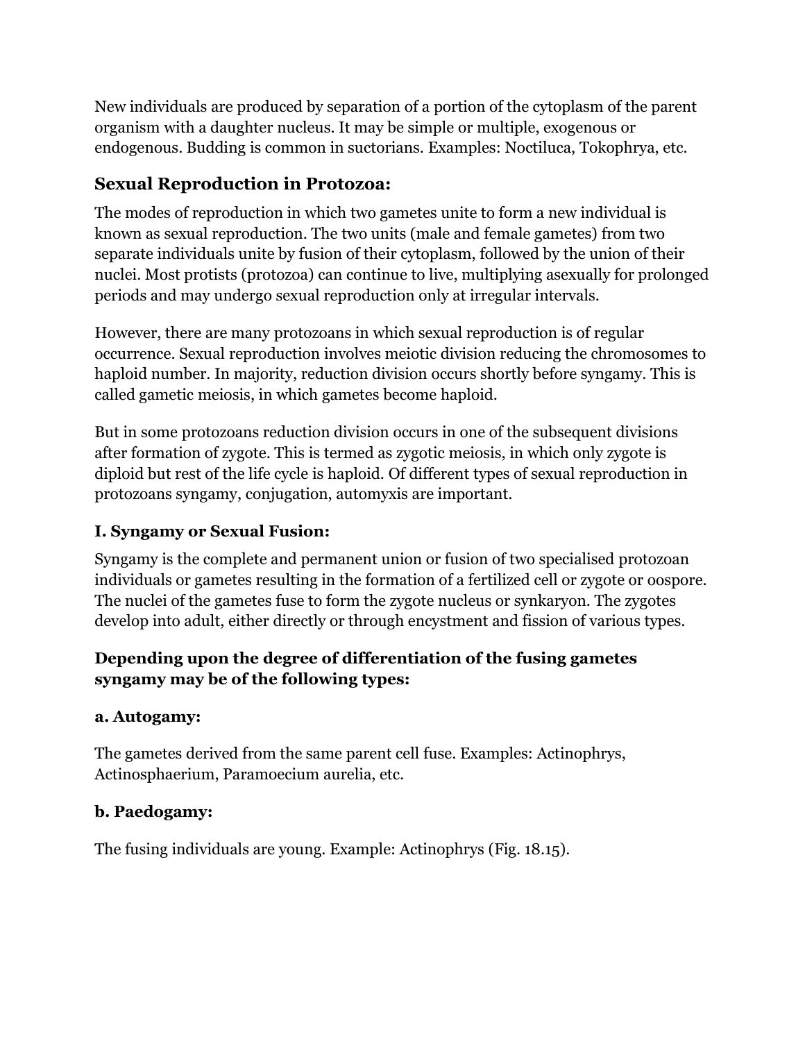New individuals are produced by separation of a portion of the cytoplasm of the parent organism with a daughter nucleus. It may be simple or multiple, exogenous or endogenous. Budding is common in suctorians. Examples: Noctiluca, Tokophrya, etc.

## Sexual Reproduction in Protozoa:

The modes of reproduction in which two gametes unite to form a new individual is known as sexual reproduction. The two units (male and female gametes) from two separate individuals unite by fusion of their cytoplasm, followed by the union of their nuclei. Most protists (protozoa) can continue to live, multiplying asexually for prolonged periods and may undergo sexual reproduction only at irregular intervals.

However, there are many protozoans in which sexual reproduction is of regular occurrence. Sexual reproduction involves meiotic division reducing the chromosomes to haploid number. In majority, reduction division occurs shortly before syngamy. This is called gametic meiosis, in which gametes become haploid.

But in some protozoans reduction division occurs in one of the subsequent divisions after formation of zygote. This is termed as zygotic meiosis, in which only zygote is diploid but rest of the life cycle is haploid. Of different types of sexual reproduction in protozoans syngamy, conjugation, automyxis are important.

### I. Syngamy or Sexual Fusion:

Syngamy is the complete and permanent union or fusion of two specialised protozoan individuals or gametes resulting in the formation of a fertilized cell or zygote or oospore. The nuclei of the gametes fuse to form the zygote nucleus or synkaryon. The zygotes develop into adult, either directly or through encystment and fission of various types.

**Depending upon the degree of differentiation of the fusing gametes syngamy may be of the following types:**

**a. Autogamy:**

The gametes derived from the same parent cell fuse. Examples: Actinophrys, Actinosphaerium, Paramoecium aurelia, etc.

**b. Paedogamy:**

The fusing individuals are young. Example: Actinophrys (Fig. 18.15).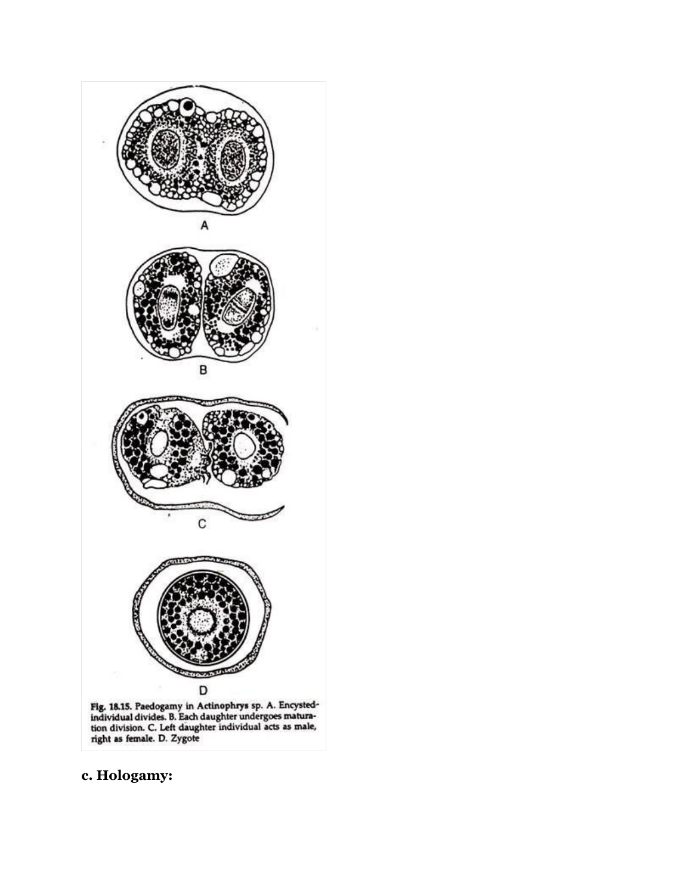Fig. 18.15. Paedogamy in Actinophrys sp. A. Encysted-individual divides. B. Each daughter undergoes maturation division. C. Left daughter individual acts as male, right as female. D. Zygote

**c. Hologamy:**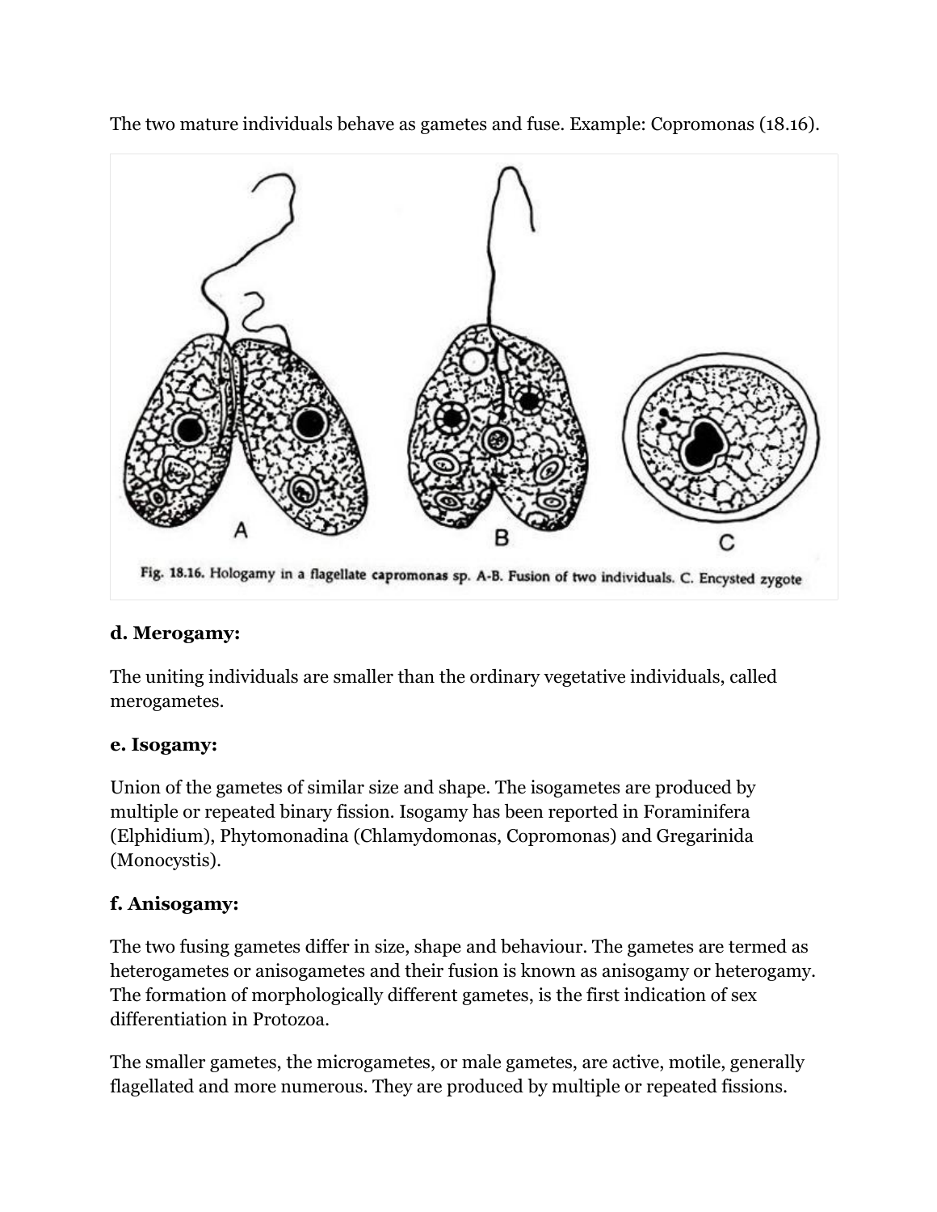The two mature individuals behave as gametes and fuse. Example: Copromonas (18.16).

Fig. 18.16. Hologamy in a flagellate capromonas sp. A-B. Fusion of two individuals. C. Encysted zygote

**d. Merogamy:**

The uniting individuals are smaller than the ordinary vegetative individuals, called merogametes.

**e. Isogamy:**

Union of the gametes of similar size and shape. The isogametes are produced by multiple or repeated binary fission. Isogamy has been reported in Foraminifera (Elphidium), Phytomonadina (Chlamydomonas, Copromonas) and Gregarinida (Monocystis).

**f. Anisogamy:**

The two fusing gametes differ in size, shape and behaviour. The gametes are termed as heterogametes or anisogametes and their fusion is known as anisogamy or heterogamy. The formation of morphologically different gametes, is the first indication of sex differentiation in Protozoa.

The smaller gametes, the microgametes, or male gametes, are active, motile, generally flagellated and more numerous. They are produced by multiple or repeated fissions.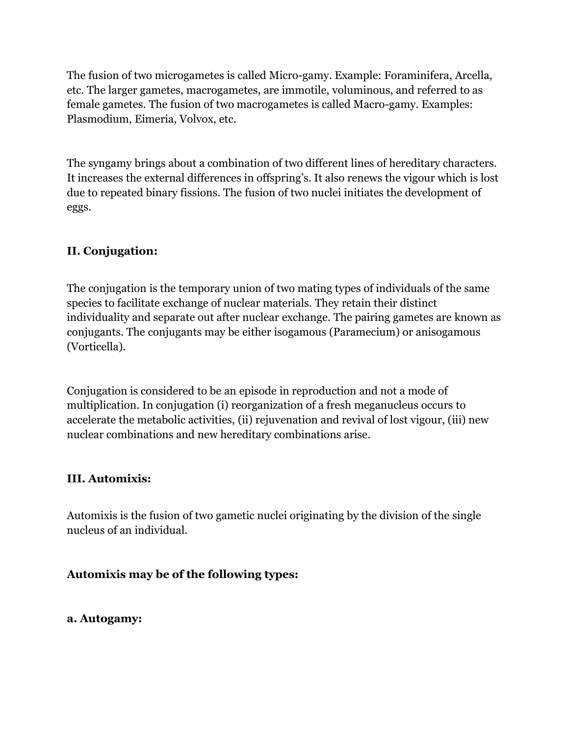The fusion of two microgametes is called Micro-gamy. Example: Foraminifera, Arcella, etc. The larger gametes, macrogametes, are immotile, voluminous, and referred to as female gametes. The fusion of two macrogametes is called Macro-gamy. Examples: Plasmodium, Eimeria, Volvox, etc.

The syngamy brings about a combination of two different lines of hereditary characters. It increases the external differences in offspring's. It also renews the vigour which is lost due to repeated binary fissions. The fusion of two nuclei initiates the development of eggs.

**II. Conjugation:**

The conjugation is the temporary union of two mating types of individuals of the same species to facilitate exchange of nuclear materials. They retain their distinct individuality and separate out after nuclear exchange. The pairing gametes are known as conjugants. The conjugants may be either isogamous (Paramecium) or anisogamous (Vorticella).

Conjugation is considered to be an episode in reproduction and not a mode of multiplication. In conjugation (i) reorganization of a fresh meganucleus occurs to accelerate the metabolic activities, (ii) rejuvenation and revival of lost vigour, (iii) new nuclear combinations and new hereditary combinations arise.

**III. Automixis:**

Automixis is the fusion of two gametic nuclei originating by the division of the single nucleus of an individual.

**Automixis may be of the following types:**

**a. Autogamy:**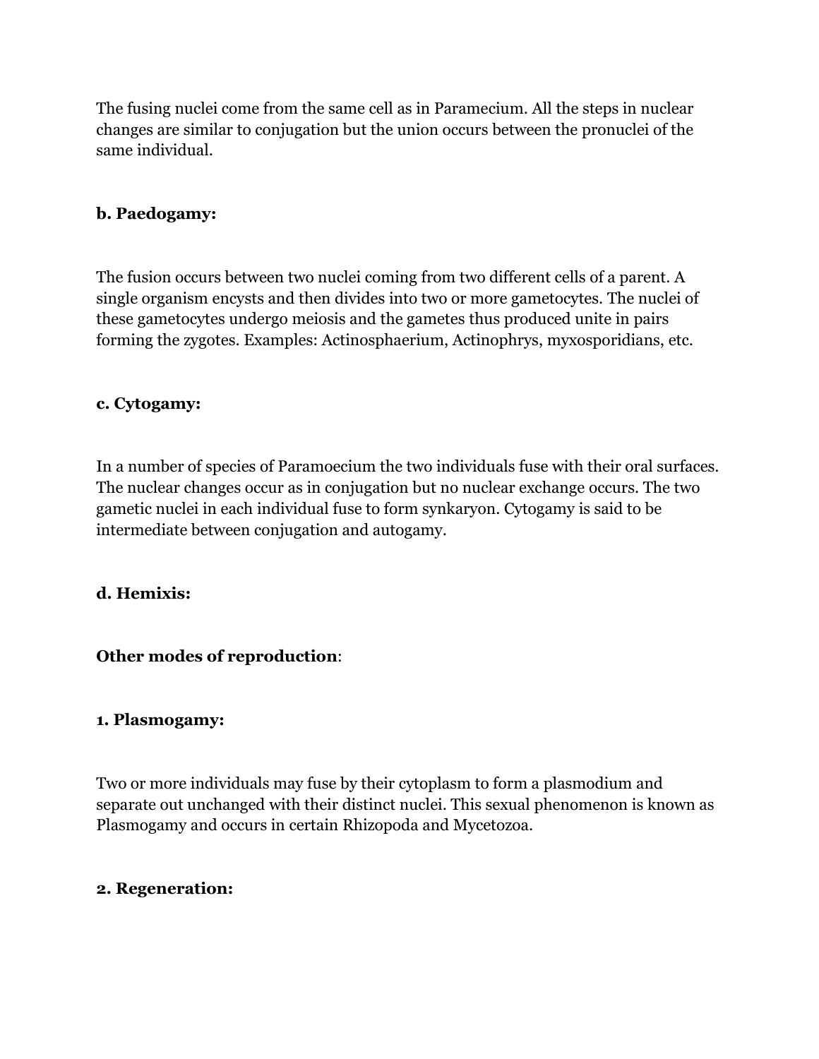The fusing nuclei come from the same cell as in Paramecium. All the steps in nuclear changes are similar to conjugation but the union occurs between the pronuclei of the same individual.

**b. Paedogamy:**

The fusion occurs between two nuclei coming from two different cells of a parent. A single organism encysts and then divides into two or more gametocytes. The nuclei of these gametocytes undergo meiosis and the gametes thus produced unite in pairs forming the zygotes. Examples: Actinosphaerium, Actinophrys, myxosporidians, etc.

**c. Cytogamy:**

In a number of species of Paramoecium the two individuals fuse with their oral surfaces. The nuclear changes occur as in conjugation but no nuclear exchange occurs. The two gametic nuclei in each individual fuse to form synkaryon. Cytogamy is said to be intermediate between conjugation and autogamy.

**d. Hemixis:**

**Other modes of reproduction**:

**1. Plasmogamy:**

Two or more individuals may fuse by their cytoplasm to form a plasmodium and separate out unchanged with their distinct nuclei. This sexual phenomenon is known as Plasmogamy and occurs in certain Rhizopoda and Mycetozoa.

**2. Regeneration:**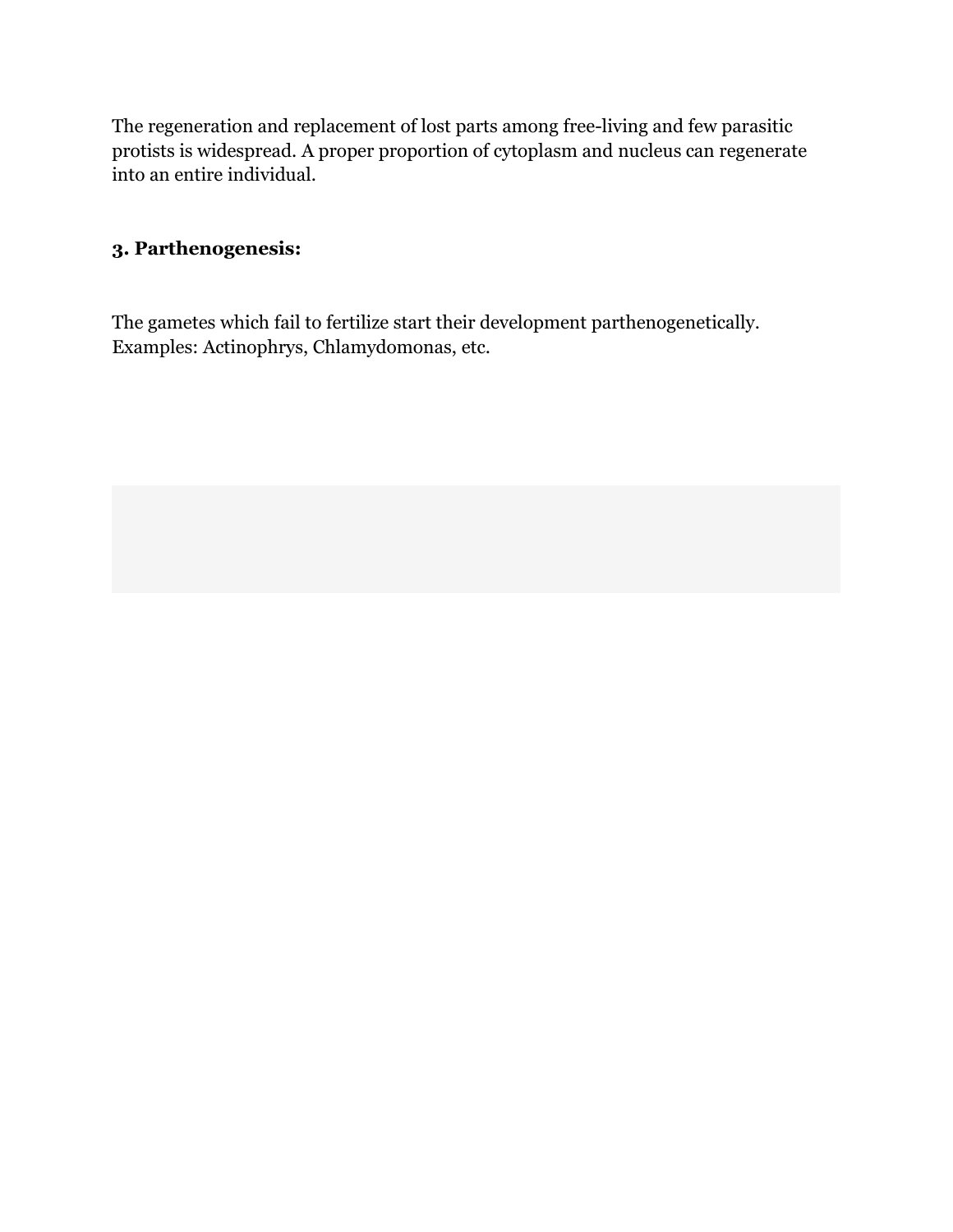The regeneration and replacement of lost parts among free-living and few parasitic protists is widespread. A proper proportion of cytoplasm and nucleus can regenerate into an entire individual.

### 3. Parthenogenesis:

The gametes which fail to fertilize start their development parthenogenetically. Examples: Actinophrys, Chlamydomonas, etc.